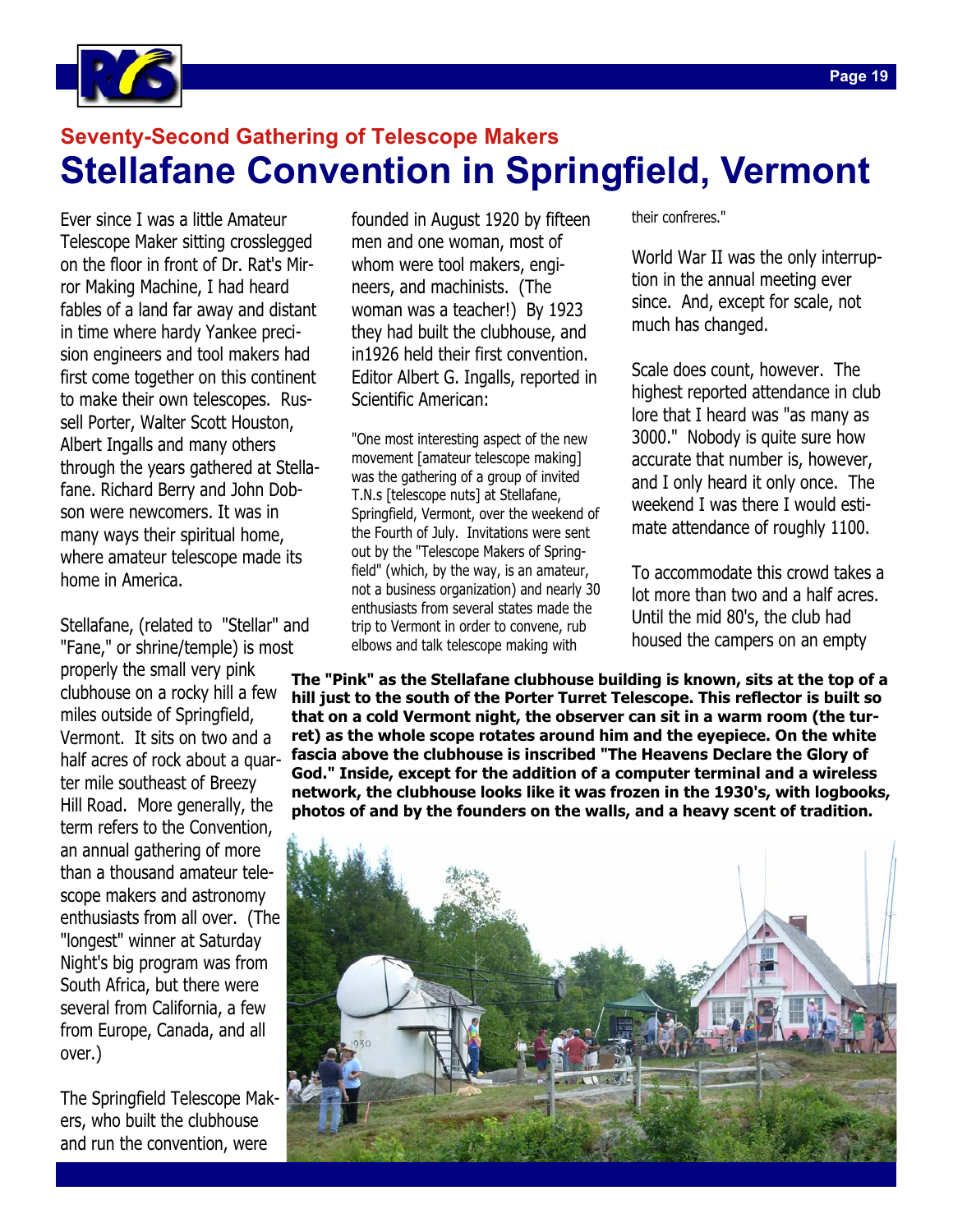## Seventy-Second Gathering of Telescope Makers

# Stellafane Convention in Springfield, Vermont

Ever since I was a little Amateur Telescope Maker sitting crosslegged on the floor in front of Dr. Rat's Mirror Making Machine, I had heard fables of a land far away and distant in time where hardy Yankee precision engineers and tool makers had first come together on this continent to make their own telescopes. Russell Porter, Walter Scott Houston, Albert Ingalls and many others through the years gathered at Stellafane. Richard Berry and John Dobson were newcomers. It was in many ways their spiritual home, where amateur telescope made its home in America.

Stellafane, (related to "Stellar" and "Fane," or shrine/temple) is most properly the small very pink clubhouse on a rocky hill a few miles outside of Springfield, Vermont. It sits on two and a half acres of rock about a quarter mile southeast of Breezy Hill Road. More generally, the term refers to the Convention, an annual gathering of more than a thousand amateur telescope makers and astronomy enthusiasts from all over. (The "longest" winner at Saturday Night's big program was from South Africa, but there were several from California, a few from Europe, Canada, and all over.)

The Springfield Telescope Makers, who built the clubhouse and run the convention, were founded in August 1920 by fifteen men and one woman, most of whom were tool makers, engineers, and machinists. (The woman was a teacher!) By 1923 they had built the clubhouse, and in1926 held their first convention. Editor Albert G. Ingalls, reported in Scientific American:

"One most interesting aspect of the new movement [amateur telescope making] was the gathering of a group of invited T.N.s [telescope nuts] at Stellafane, Springfield, Vermont, over the weekend of the Fourth of July. Invitations were sent out by the "Telescope Makers of Springfield" (which, by the way, is an amateur, not a business organization) and nearly 30 enthusiasts from several states made the trip to Vermont in order to convene, rub elbows and talk telescope making with their confreres."

World War II was the only interruption in the annual meeting ever since. And, except for scale, not much has changed.

Scale does count, however. The highest reported attendance in club lore that I heard was "as many as 3000." Nobody is quite sure how accurate that number is, however, and I only heard it only once. The weekend I was there I would estimate attendance of roughly 1100.

To accommodate this crowd takes a lot more than two and a half acres. Until the mid 80's, the club had housed the campers on an empty

**The "Pink" as the Stellafane clubhouse building is known, sits at the top of a hill just to the south of the Porter Turret Telescope. This reflector is built so that on a cold Vermont night, the observer can sit in a warm room (the turret) as the whole scope rotates around him and the eyepiece. On the white fascia above the clubhouse is inscribed "The Heavens Declare the Glory of God." Inside, except for the addition of a computer terminal and a wireless network, the clubhouse looks like it was frozen in the 1930's, with logbooks, photos of and by the founders on the walls, and a heavy scent of tradition.**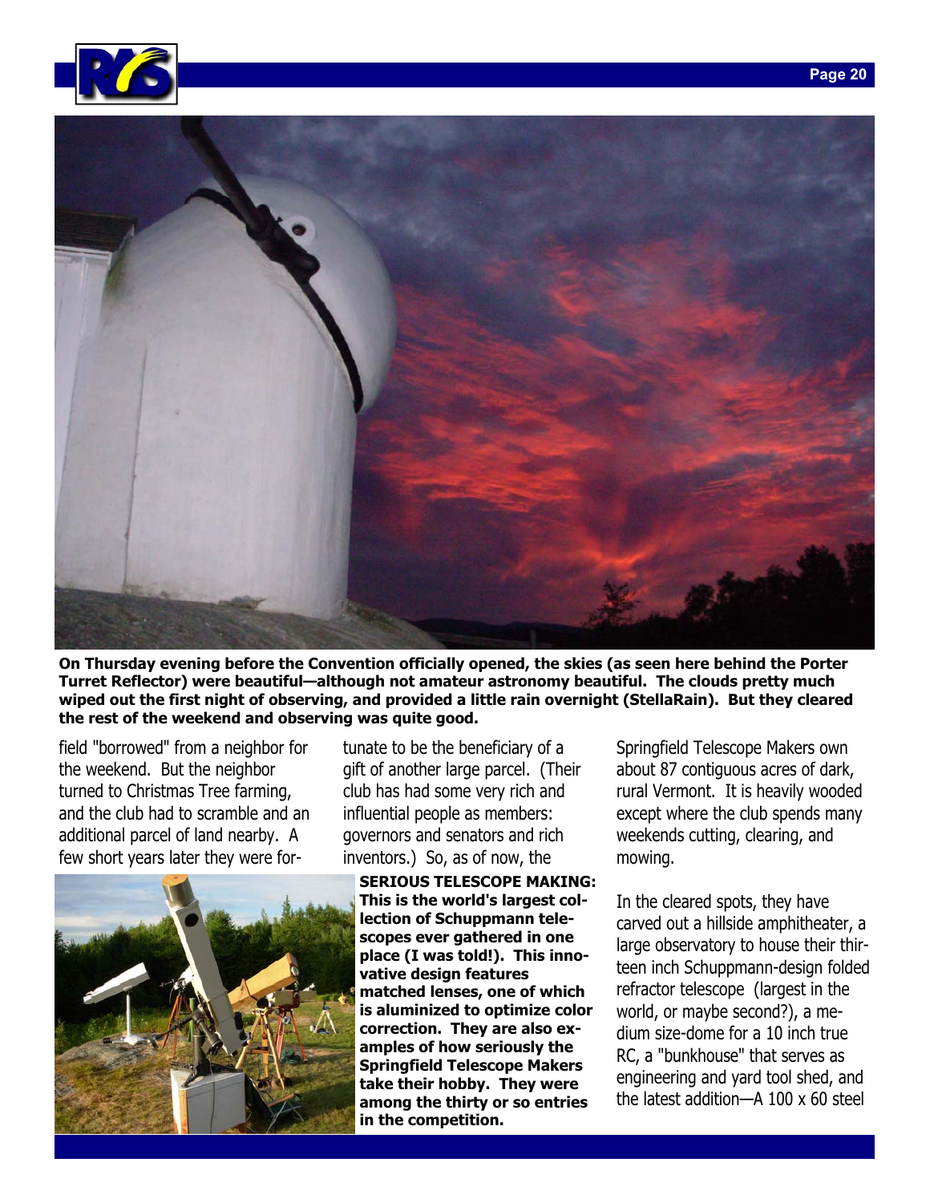On Thursday evening before the Convention officially opened, the skies (as seen here behind the Porter Turret Reflector) were beautiful—although not amateur astronomy beautiful. The clouds pretty much wiped out the first night of observing, and provided a little rain overnight (StellaRain). But they cleared the rest of the weekend and observing was quite good.

field "borrowed" from a neighbor for the weekend. But the neighbor turned to Christmas Tree farming, and the club had to scramble and an additional parcel of land nearby. A few short years later they were fortunate to be the beneficiary of a gift of another large parcel. (Their club has had some very rich and influential people as members: governors and senators and rich inventors.) So, as of now, the Springfield Telescope Makers own about 87 contiguous acres of dark, rural Vermont. It is heavily wooded except where the club spends many weekends cutting, clearing, and mowing.

**SERIOUS TELESCOPE MAKING: This is the world's largest collection of Schuppmann telescopes ever gathered in one place (I was told!). This innovative design features matched lenses, one of which is aluminized to optimize color correction. They are also examples of how seriously the Springfield Telescope Makers take their hobby. They were among the thirty or so entries in the competition.**

In the cleared spots, they have carved out a hillside amphitheater, a large observatory to house their thirteen inch Schuppmann-design folded refractor telescope (largest in the world, or maybe second?), a medium size-dome for a 10 inch true RC, a "bunkhouse" that serves as engineering and yard tool shed, and the latest addition—A 100 x 60 steel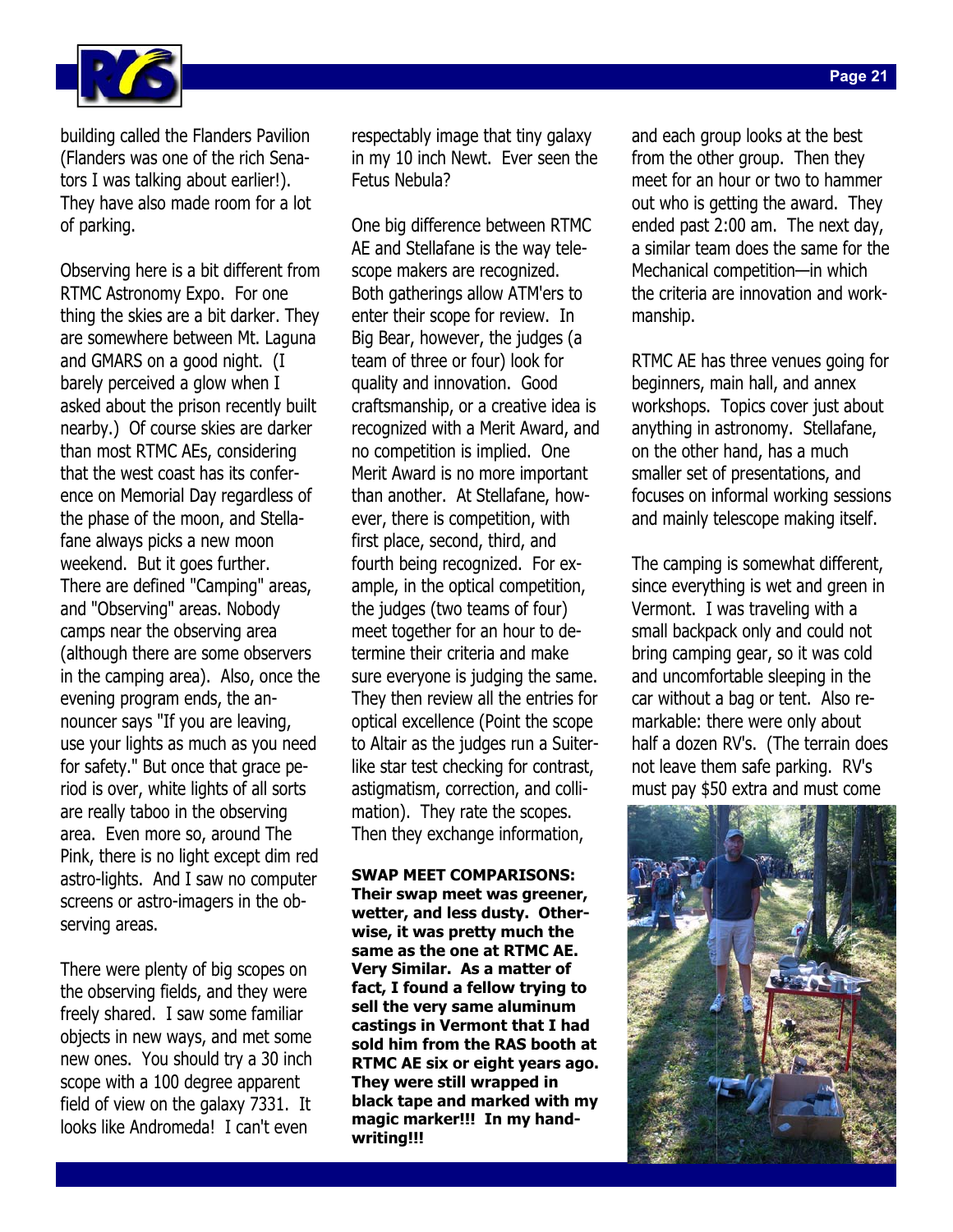building called the Flanders Pavilion (Flanders was one of the rich Senators I was talking about earlier!). They have also made room for a lot of parking.

Observing here is a bit different from RTMC Astronomy Expo. For one thing the skies are a bit darker. They are somewhere between Mt. Laguna and GMARS on a good night. (I barely perceived a glow when I asked about the prison recently built nearby.) Of course skies are darker than most RTMC AEs, considering that the west coast has its conference on Memorial Day regardless of the phase of the moon, and Stellafane always picks a new moon weekend. But it goes further. There are defined "Camping" areas, and "Observing" areas. Nobody camps near the observing area (although there are some observers in the camping area). Also, once the evening program ends, the announcer says "If you are leaving, use your lights as much as you need for safety." But once that grace period is over, white lights of all sorts are really taboo in the observing area. Even more so, around The Pink, there is no light except dim red astro-lights. And I saw no computer screens or astro-imagers in the observing areas.

There were plenty of big scopes on the observing fields, and they were freely shared. I saw some familiar objects in new ways, and met some new ones. You should try a 30 inch scope with a 100 degree apparent field of view on the galaxy 7331. It looks like Andromeda! I can't even respectably image that tiny galaxy in my 10 inch Newt. Ever seen the Fetus Nebula?

One big difference between RTMC AE and Stellafane is the way telescope makers are recognized. Both gatherings allow ATM'ers to enter their scope for review. In Big Bear, however, the judges (a team of three or four) look for quality and innovation. Good craftsmanship, or a creative idea is recognized with a Merit Award, and no competition is implied. One Merit Award is no more important than another. At Stellafane, however, there is competition, with first place, second, third, and fourth being recognized. For example, in the optical competition, the judges (two teams of four) meet together for an hour to determine their criteria and make sure everyone is judging the same. They then review all the entries for optical excellence (Point the scope to Altair as the judges run a Suiter-like star test checking for contrast, astigmatism, correction, and collimation). They rate the scopes. Then they exchange information, and each group looks at the best from the other group. Then they meet for an hour or two to hammer out who is getting the award. They ended past 2:00 am. The next day, a similar team does the same for the Mechanical competition—in which the criteria are innovation and workmanship.

**SWAP MEET COMPARISONS: Their swap meet was greener, wetter, and less dusty. Otherwise, it was pretty much the same as the one at RTMC AE. Very Similar. As a matter of fact, I found a fellow trying to sell the very same aluminum castings in Vermont that I had sold him from the RAS booth at RTMC AE six or eight years ago. They were still wrapped in black tape and marked with my magic marker!!! In my handwriting!!!**

RTMC AE has three venues going for beginners, main hall, and annex workshops. Topics cover just about anything in astronomy. Stellafane, on the other hand, has a much smaller set of presentations, and focuses on informal working sessions and mainly telescope making itself.

The camping is somewhat different, since everything is wet and green in Vermont. I was traveling with a small backpack only and could not bring camping gear, so it was cold and uncomfortable sleeping in the car without a bag or tent. Also remarkable: there were only about half a dozen RV's. (The terrain does not leave them safe parking. RV's must pay $50 extra and must come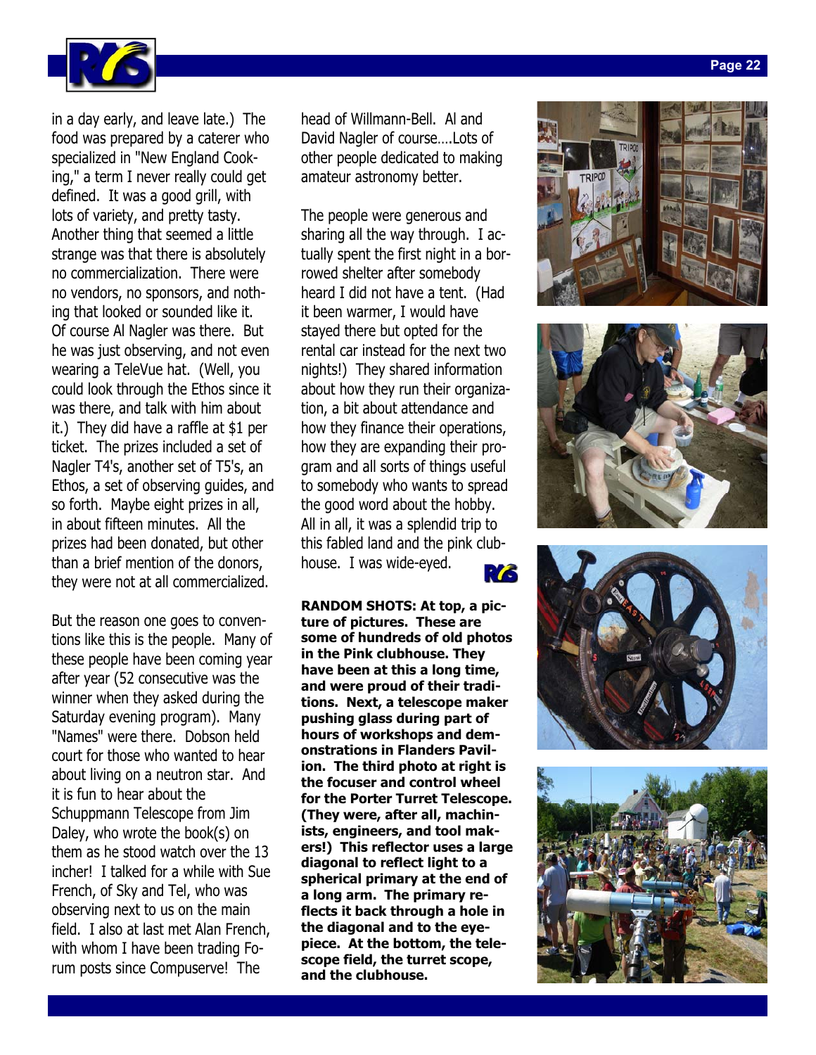in a day early, and leave late.) The food was prepared by a caterer who specialized in "New England Cooking," a term I never really could get defined. It was a good grill, with lots of variety, and pretty tasty. Another thing that seemed a little strange was that there is absolutely no commercialization. There were no vendors, no sponsors, and nothing that looked or sounded like it. Of course Al Nagler was there. But he was just observing, and not even wearing a TeleVue hat. (Well, you could look through the Ethos since it was there, and talk with him about it.) They did have a raffle at $1 per ticket. The prizes included a set of Nagler T4's, another set of T5's, an Ethos, a set of observing guides, and so forth. Maybe eight prizes in all, in about fifteen minutes. All the prizes had been donated, but other than a brief mention of the donors, they were not at all commercialized.

But the reason one goes to conventions like this is the people. Many of these people have been coming year after year (52 consecutive was the winner when they asked during the Saturday evening program). Many "Names" were there. Dobson held court for those who wanted to hear about living on a neutron star. And it is fun to hear about the Schuppmann Telescope from Jim Daley, who wrote the book(s) on them as he stood watch over the 13 incher! I talked for a while with Sue French, of Sky and Tel, who was observing next to us on the main field. I also at last met Alan French, with whom I have been trading Forum posts since Compuserve! The head of Willmann-Bell. Al and David Nagler of course….Lots of other people dedicated to making amateur astronomy better.

The people were generous and sharing all the way through. I actually spent the first night in a borrowed shelter after somebody heard I did not have a tent. (Had it been warmer, I would have stayed there but opted for the rental car instead for the next two nights!) They shared information about how they run their organization, a bit about attendance and how they finance their operations, how they are expanding their program and all sorts of things useful to somebody who wants to spread the good word about the hobby. All in all, it was a splendid trip to this fabled land and the pink clubhouse. I was wide-eyed.

**RANDOM SHOTS: At top, a picture of pictures. These are some of hundreds of old photos in the Pink clubhouse. They have been at this a long time, and were proud of their traditions. Next, a telescope maker pushing glass during part of hours of workshops and demonstrations in Flanders Pavilion. The third photo at right is the focuser and control wheel for the Porter Turret Telescope. (They were, after all, machinists, engineers, and tool makers!) This reflector uses a large diagonal to reflect light to a spherical primary at the end of a long arm. The primary reflects it back through a hole in the diagonal and to the eyepiece. At the bottom, the telescope field, the turret scope, and the clubhouse.**